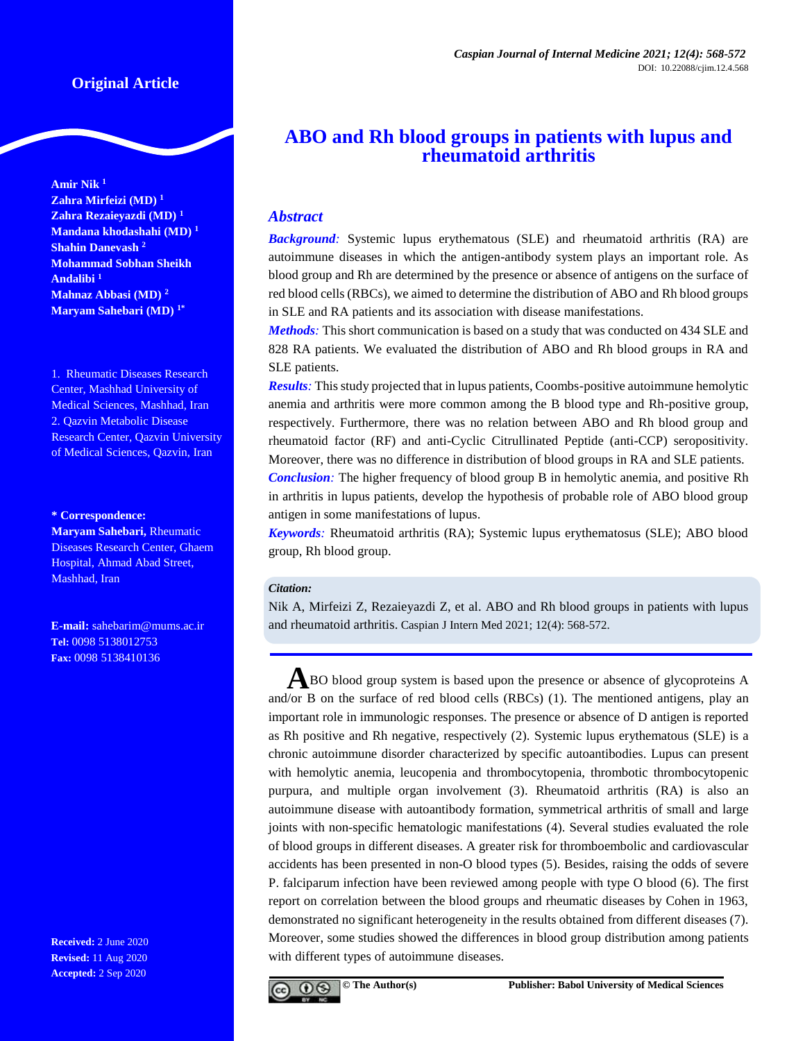Original Article

# ABO and Rh blood groups in patients with lupus and rheumatoid arthritis

**Amir Nik** [1]
**Zahra Mirfeizi (MD)** [1]
**Zahra Rezaieyazdi (MD)** [1]
**Mandana khodashahi (MD)** [1]
**Shahin Danevash** [2]
**Mohammad Sobhan Sheikh Andalibi** [1]
**Mahnaz Abbasi (MD)** [2]
**Maryam Sahebari (MD)** [1*]

1. Rheumatic Diseases Research Center, Mashhad University of Medical Sciences, Mashhad, Iran
2. Qazvin Metabolic Disease Research Center, Qazvin University of Medical Sciences, Qazvin, Iran

**\* Correspondence:**
**Maryam Sahebari,** Rheumatic Diseases Research Center, Ghaem Hospital, Ahmad Abad Street, Mashhad, Iran

**E-mail:** sahebarim@mums.ac.ir
**Tel:** 0098 5138012753
**Fax:** 0098 5138410136

**Received:** 2 June 2020
**Revised:** 11 Aug 2020
**Accepted:** 2 Sep 2020

## Abstract

***Background:*** Systemic lupus erythematous (SLE) and rheumatoid arthritis (RA) are autoimmune diseases in which the antigen-antibody system plays an important role. As blood group and Rh are determined by the presence or absence of antigens on the surface of red blood cells (RBCs), we aimed to determine the distribution of ABO and Rh blood groups in SLE and RA patients and its association with disease manifestations.

***Methods:*** This short communication is based on a study that was conducted on 434 SLE and 828 RA patients. We evaluated the distribution of ABO and Rh blood groups in RA and SLE patients.

***Results:*** This study projected that in lupus patients, Coombs-positive autoimmune hemolytic anemia and arthritis were more common among the B blood type and Rh-positive group, respectively. Furthermore, there was no relation between ABO and Rh blood group and rheumatoid factor (RF) and anti-Cyclic Citrullinated Peptide (anti-CCP) seropositivity. Moreover, there was no difference in distribution of blood groups in RA and SLE patients.

***Conclusion:*** The higher frequency of blood group B in hemolytic anemia, and positive Rh in arthritis in lupus patients, develop the hypothesis of probable role of ABO blood group antigen in some manifestations of lupus.

***Keywords:*** Rheumatoid arthritis (RA); Systemic lupus erythematosus (SLE); ABO blood group, Rh blood group.

***Citation:***
Nik A, Mirfeizi Z, Rezaieyazdi Z, et al. ABO and Rh blood groups in patients with lupus and rheumatoid arthritis. Caspian J Intern Med 2021; 12(4): 568-572.

ABO blood group system is based upon the presence or absence of glycoproteins A and/or B on the surface of red blood cells (RBCs) (1). The mentioned antigens, play an important role in immunologic responses. The presence or absence of D antigen is reported as Rh positive and Rh negative, respectively (2). Systemic lupus erythematous (SLE) is a chronic autoimmune disorder characterized by specific autoantibodies. Lupus can present with hemolytic anemia, leucopenia and thrombocytopenia, thrombotic thrombocytopenic purpura, and multiple organ involvement (3). Rheumatoid arthritis (RA) is also an autoimmune disease with autoantibody formation, symmetrical arthritis of small and large joints with non-specific hematologic manifestations (4). Several studies evaluated the role of blood groups in different diseases. A greater risk for thromboembolic and cardiovascular accidents has been presented in non-O blood types (5). Besides, raising the odds of severe P. falciparum infection have been reviewed among people with type O blood (6). The first report on correlation between the blood groups and rheumatic diseases by Cohen in 1963, demonstrated no significant heterogeneity in the results obtained from different diseases (7). Moreover, some studies showed the differences in blood group distribution among patients with different types of autoimmune diseases.

© The Author(s) Publisher: Babol University of Medical Sciences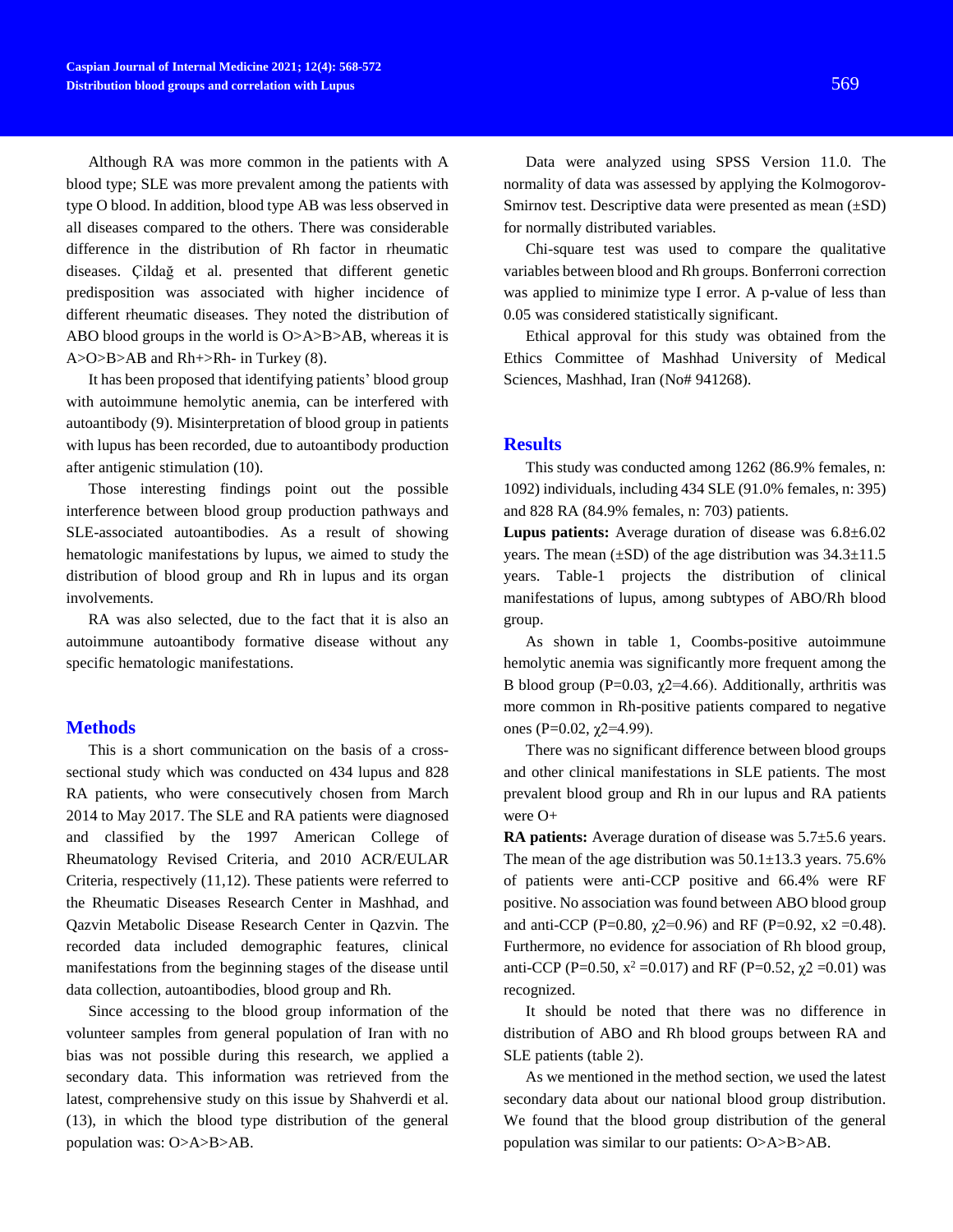Although RA was more common in the patients with A blood type; SLE was more prevalent among the patients with type O blood. In addition, blood type AB was less observed in all diseases compared to the others. There was considerable difference in the distribution of Rh factor in rheumatic diseases. Çildağ et al. presented that different genetic predisposition was associated with higher incidence of different rheumatic diseases. They noted the distribution of ABO blood groups in the world is O>A>B>AB, whereas it is A>O>B>AB and Rh+>Rh- in Turkey (8).

It has been proposed that identifying patients' blood group with autoimmune hemolytic anemia, can be interfered with autoantibody (9). Misinterpretation of blood group in patients with lupus has been recorded, due to autoantibody production after antigenic stimulation (10).

Those interesting findings point out the possible interference between blood group production pathways and SLE-associated autoantibodies. As a result of showing hematologic manifestations by lupus, we aimed to study the distribution of blood group and Rh in lupus and its organ involvements.

RA was also selected, due to the fact that it is also an autoimmune autoantibody formative disease without any specific hematologic manifestations.

## Methods

This is a short communication on the basis of a cross-sectional study which was conducted on 434 lupus and 828 RA patients, who were consecutively chosen from March 2014 to May 2017. The SLE and RA patients were diagnosed and classified by the 1997 American College of Rheumatology Revised Criteria, and 2010 ACR/EULAR Criteria, respectively (11,12). These patients were referred to the Rheumatic Diseases Research Center in Mashhad, and Qazvin Metabolic Disease Research Center in Qazvin. The recorded data included demographic features, clinical manifestations from the beginning stages of the disease until data collection, autoantibodies, blood group and Rh.

Since accessing to the blood group information of the volunteer samples from general population of Iran with no bias was not possible during this research, we applied a secondary data. This information was retrieved from the latest, comprehensive study on this issue by Shahverdi et al. (13), in which the blood type distribution of the general population was: O>A>B>AB.

Data were analyzed using SPSS Version 11.0. The normality of data was assessed by applying the Kolmogorov-Smirnov test. Descriptive data were presented as mean (±SD) for normally distributed variables.

Chi-square test was used to compare the qualitative variables between blood and Rh groups. Bonferroni correction was applied to minimize type I error. A p-value of less than 0.05 was considered statistically significant.

Ethical approval for this study was obtained from the Ethics Committee of Mashhad University of Medical Sciences, Mashhad, Iran (No# 941268).

## Results

This study was conducted among 1262 (86.9% females, n: 1092) individuals, including 434 SLE (91.0% females, n: 395) and 828 RA (84.9% females, n: 703) patients.

**Lupus patients:** Average duration of disease was 6.8±6.02 years. The mean (±SD) of the age distribution was 34.3±11.5 years. Table-1 projects the distribution of clinical manifestations of lupus, among subtypes of ABO/Rh blood group.

As shown in table 1, Coombs-positive autoimmune hemolytic anemia was significantly more frequent among the B blood group ($P=0.03$, $\chi^2=4.66$). Additionally, arthritis was more common in Rh-positive patients compared to negative ones ($P=0.02$, $\chi^2=4.99$).

There was no significant difference between blood groups and other clinical manifestations in SLE patients. The most prevalent blood group and Rh in our lupus and RA patients were O+

**RA patients:** Average duration of disease was 5.7±5.6 years. The mean of the age distribution was 50.1±13.3 years. 75.6% of patients were anti-CCP positive and 66.4% were RF positive. No association was found between ABO blood group and anti-CCP ($P=0.80$, $\chi^2=0.96$) and RF ($P=0.92$, $x^2=0.48$). Furthermore, no evidence for association of Rh blood group, anti-CCP ($P=0.50$, $x^2=0.017$) and RF ($P=0.52$, $\chi^2=0.01$) was recognized.

It should be noted that there was no difference in distribution of ABO and Rh blood groups between RA and SLE patients (table 2).

As we mentioned in the method section, we used the latest secondary data about our national blood group distribution. We found that the blood group distribution of the general population was similar to our patients: O>A>B>AB.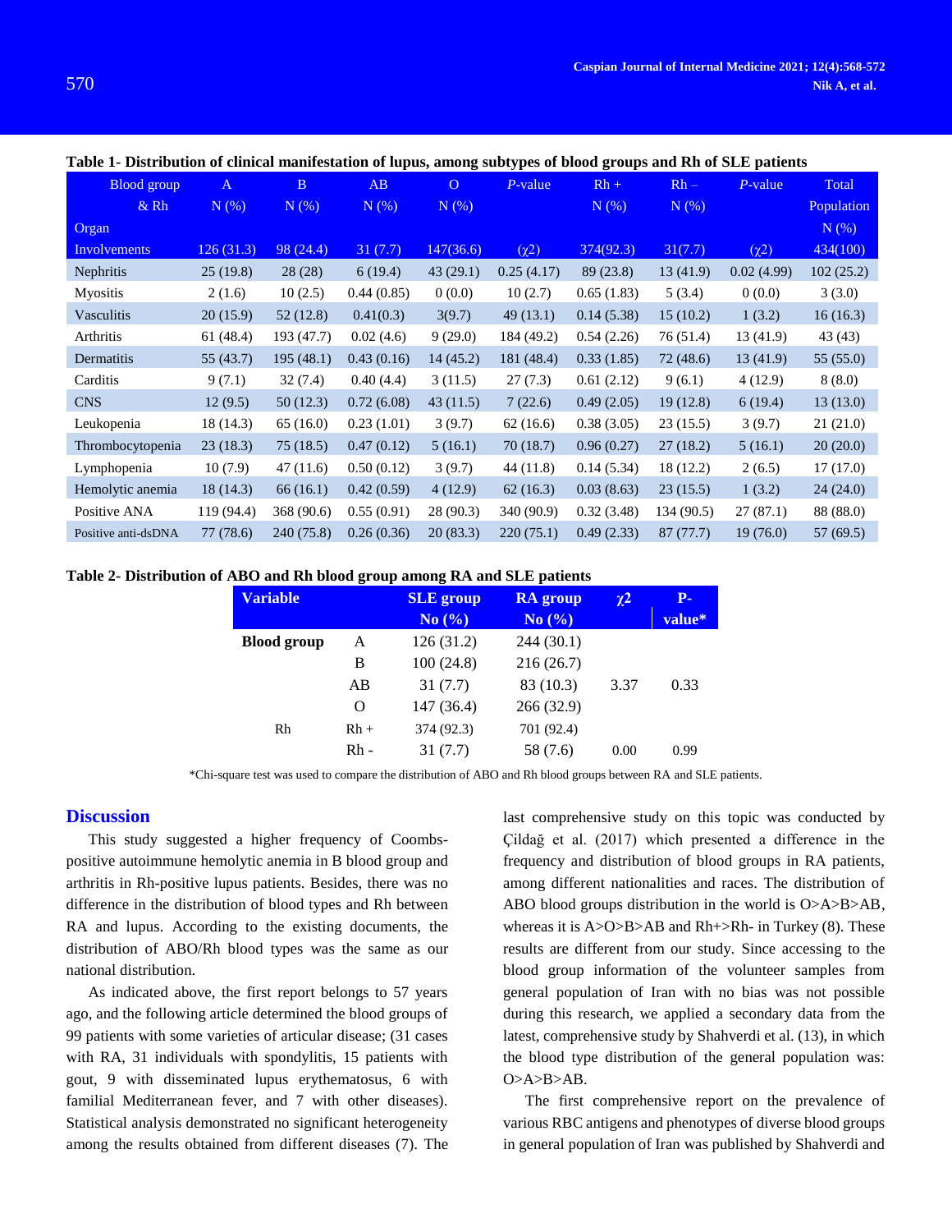**Table 1- Distribution of clinical manifestation of lupus, among subtypes of blood groups and Rh of SLE patients**

| Blood group & Rh / Organ Involvements | A N (%) | B N (%) | AB N (%) | O N (%) | *P*-value | Rh + N (%) | Rh – N (%) | *P*-value | Total Population N (%) |
|---|---|---|---|---|---|---|---|---|---|
| | 126 (31.3) | 98 (24.4) | 31 (7.7) | 147(36.6) | ($\chi2$) | 374(92.3) | 31(7.7) | ($\chi2$) | 434(100) |
| Nephritis | 25 (19.8) | 28 (28) | 6 (19.4) | 43 (29.1) | 0.25 (4.17) | 89 (23.8) | 13 (41.9) | 0.02 (4.99) | 102 (25.2) |
| Myositis | 2 (1.6) | 10 (2.5) | 0.44 (0.85) | 0 (0.0) | 10 (2.7) | 0.65 (1.83) | 5 (3.4) | 0 (0.0) | 3 (3.0) |
| Vasculitis | 20 (15.9) | 52 (12.8) | 0.41(0.3) | 3(9.7) | 49 (13.1) | 0.14 (5.38) | 15 (10.2) | 1 (3.2) | 16 (16.3) |
| Arthritis | 61 (48.4) | 193 (47.7) | 0.02 (4.6) | 9 (29.0) | 184 (49.2) | 0.54 (2.26) | 76 (51.4) | 13 (41.9) | 43 (43) |
| Dermatitis | 55 (43.7) | 195 (48.1) | 0.43 (0.16) | 14 (45.2) | 181 (48.4) | 0.33 (1.85) | 72 (48.6) | 13 (41.9) | 55 (55.0) |
| Carditis | 9 (7.1) | 32 (7.4) | 0.40 (4.4) | 3 (11.5) | 27 (7.3) | 0.61 (2.12) | 9 (6.1) | 4 (12.9) | 8 (8.0) |
| CNS | 12 (9.5) | 50 (12.3) | 0.72 (6.08) | 43 (11.5) | 7 (22.6) | 0.49 (2.05) | 19 (12.8) | 6 (19.4) | 13 (13.0) |
| Leukopenia | 18 (14.3) | 65 (16.0) | 0.23 (1.01) | 3 (9.7) | 62 (16.6) | 0.38 (3.05) | 23 (15.5) | 3 (9.7) | 21 (21.0) |
| Thrombocytopenia | 23 (18.3) | 75 (18.5) | 0.47 (0.12) | 5 (16.1) | 70 (18.7) | 0.96 (0.27) | 27 (18.2) | 5 (16.1) | 20 (20.0) |
| Lymphopenia | 10 (7.9) | 47 (11.6) | 0.50 (0.12) | 3 (9.7) | 44 (11.8) | 0.14 (5.34) | 18 (12.2) | 2 (6.5) | 17 (17.0) |
| Hemolytic anemia | 18 (14.3) | 66 (16.1) | 0.42 (0.59) | 4 (12.9) | 62 (16.3) | 0.03 (8.63) | 23 (15.5) | 1 (3.2) | 24 (24.0) |
| Positive ANA | 119 (94.4) | 368 (90.6) | 0.55 (0.91) | 28 (90.3) | 340 (90.9) | 0.32 (3.48) | 134 (90.5) | 27 (87.1) | 88 (88.0) |
| Positive anti-dsDNA | 77 (78.6) | 240 (75.8) | 0.26 (0.36) | 20 (83.3) | 220 (75.1) | 0.49 (2.33) | 87 (77.7) | 19 (76.0) | 57 (69.5) |

**Table 2- Distribution of ABO and Rh blood group among RA and SLE patients**

| Variable | | SLE group No (%) | RA group No (%) | $\chi2$ | P-value* |
|---|---|---|---|---|---|
| **Blood group** | A | 126 (31.2) | 244 (30.1) | | |
| | B | 100 (24.8) | 216 (26.7) | | |
| | AB | 31 (7.7) | 83 (10.3) | 3.37 | 0.33 |
| | O | 147 (36.4) | 266 (32.9) | | |
| Rh | Rh + | 374 (92.3) | 701 (92.4) | | |
| | Rh - | 31 (7.7) | 58 (7.6) | 0.00 | 0.99 |

*Chi-square test was used to compare the distribution of ABO and Rh blood groups between RA and SLE patients.

## Discussion

This study suggested a higher frequency of Coombs-positive autoimmune hemolytic anemia in B blood group and arthritis in Rh-positive lupus patients. Besides, there was no difference in the distribution of blood types and Rh between RA and lupus. According to the existing documents, the distribution of ABO/Rh blood types was the same as our national distribution.

As indicated above, the first report belongs to 57 years ago, and the following article determined the blood groups of 99 patients with some varieties of articular disease; (31 cases with RA, 31 individuals with spondylitis, 15 patients with gout, 9 with disseminated lupus erythematosus, 6 with familial Mediterranean fever, and 7 with other diseases). Statistical analysis demonstrated no significant heterogeneity among the results obtained from different diseases (7). The last comprehensive study on this topic was conducted by Çildağ et al. (2017) which presented a difference in the frequency and distribution of blood groups in RA patients, among different nationalities and races. The distribution of ABO blood groups distribution in the world is O>A>B>AB, whereas it is A>O>B>AB and Rh+>Rh- in Turkey (8). These results are different from our study. Since accessing to the blood group information of the volunteer samples from general population of Iran with no bias was not possible during this research, we applied a secondary data from the latest, comprehensive study by Shahverdi et al. (13), in which the blood type distribution of the general population was: O>A>B>AB.

The first comprehensive report on the prevalence of various RBC antigens and phenotypes of diverse blood groups in general population of Iran was published by Shahverdi and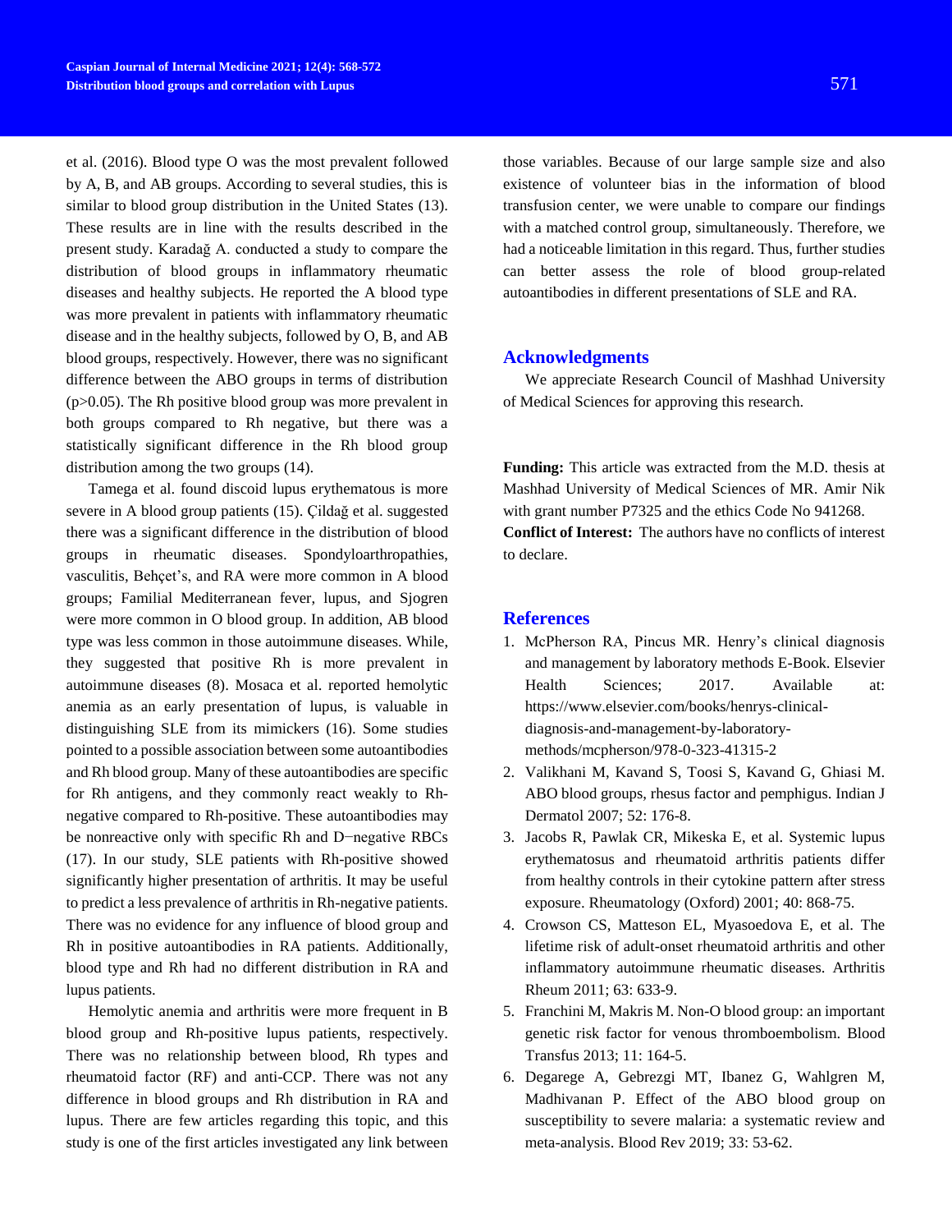et al. (2016). Blood type O was the most prevalent followed by A, B, and AB groups. According to several studies, this is similar to blood group distribution in the United States (13). These results are in line with the results described in the present study. Karadağ A. conducted a study to compare the distribution of blood groups in inflammatory rheumatic diseases and healthy subjects. He reported the A blood type was more prevalent in patients with inflammatory rheumatic disease and in the healthy subjects, followed by O, B, and AB blood groups, respectively. However, there was no significant difference between the ABO groups in terms of distribution ($p>0.05$). The Rh positive blood group was more prevalent in both groups compared to Rh negative, but there was a statistically significant difference in the Rh blood group distribution among the two groups (14).

Tamega et al. found discoid lupus erythematous is more severe in A blood group patients (15). Çildağ et al. suggested there was a significant difference in the distribution of blood groups in rheumatic diseases. Spondyloarthropathies, vasculitis, Behçet's, and RA were more common in A blood groups; Familial Mediterranean fever, lupus, and Sjogren were more common in O blood group. In addition, AB blood type was less common in those autoimmune diseases. While, they suggested that positive Rh is more prevalent in autoimmune diseases (8). Mosaca et al. reported hemolytic anemia as an early presentation of lupus, is valuable in distinguishing SLE from its mimickers (16). Some studies pointed to a possible association between some autoantibodies and Rh blood group. Many of these autoantibodies are specific for Rh antigens, and they commonly react weakly to Rh-negative compared to Rh-positive. These autoantibodies may be nonreactive only with specific Rh and D−negative RBCs (17). In our study, SLE patients with Rh-positive showed significantly higher presentation of arthritis. It may be useful to predict a less prevalence of arthritis in Rh-negative patients. There was no evidence for any influence of blood group and Rh in positive autoantibodies in RA patients. Additionally, blood type and Rh had no different distribution in RA and lupus patients.

Hemolytic anemia and arthritis were more frequent in B blood group and Rh-positive lupus patients, respectively. There was no relationship between blood, Rh types and rheumatoid factor (RF) and anti-CCP. There was not any difference in blood groups and Rh distribution in RA and lupus. There are few articles regarding this topic, and this study is one of the first articles investigated any link between those variables. Because of our large sample size and also existence of volunteer bias in the information of blood transfusion center, we were unable to compare our findings with a matched control group, simultaneously. Therefore, we had a noticeable limitation in this regard. Thus, further studies can better assess the role of blood group-related autoantibodies in different presentations of SLE and RA.

## Acknowledgments

We appreciate Research Council of Mashhad University of Medical Sciences for approving this research.

**Funding:** This article was extracted from the M.D. thesis at Mashhad University of Medical Sciences of MR. Amir Nik with grant number P7325 and the ethics Code No 941268.

**Conflict of Interest:** The authors have no conflicts of interest to declare.

## References

1. McPherson RA, Pincus MR. Henry's clinical diagnosis and management by laboratory methods E-Book. Elsevier Health Sciences; 2017. Available at: https://www.elsevier.com/books/henrys-clinical-diagnosis-and-management-by-laboratory-methods/mcpherson/978-0-323-41315-2
2. Valikhani M, Kavand S, Toosi S, Kavand G, Ghiasi M. ABO blood groups, rhesus factor and pemphigus. Indian J Dermatol 2007; 52: 176-8.
3. Jacobs R, Pawlak CR, Mikeska E, et al. Systemic lupus erythematosus and rheumatoid arthritis patients differ from healthy controls in their cytokine pattern after stress exposure. Rheumatology (Oxford) 2001; 40: 868-75.
4. Crowson CS, Matteson EL, Myasoedova E, et al. The lifetime risk of adult-onset rheumatoid arthritis and other inflammatory autoimmune rheumatic diseases. Arthritis Rheum 2011; 63: 633-9.
5. Franchini M, Makris M. Non-O blood group: an important genetic risk factor for venous thromboembolism. Blood Transfus 2013; 11: 164-5.
6. Degarege A, Gebrezgi MT, Ibanez G, Wahlgren M, Madhivanan P. Effect of the ABO blood group on susceptibility to severe malaria: a systematic review and meta-analysis. Blood Rev 2019; 33: 53-62.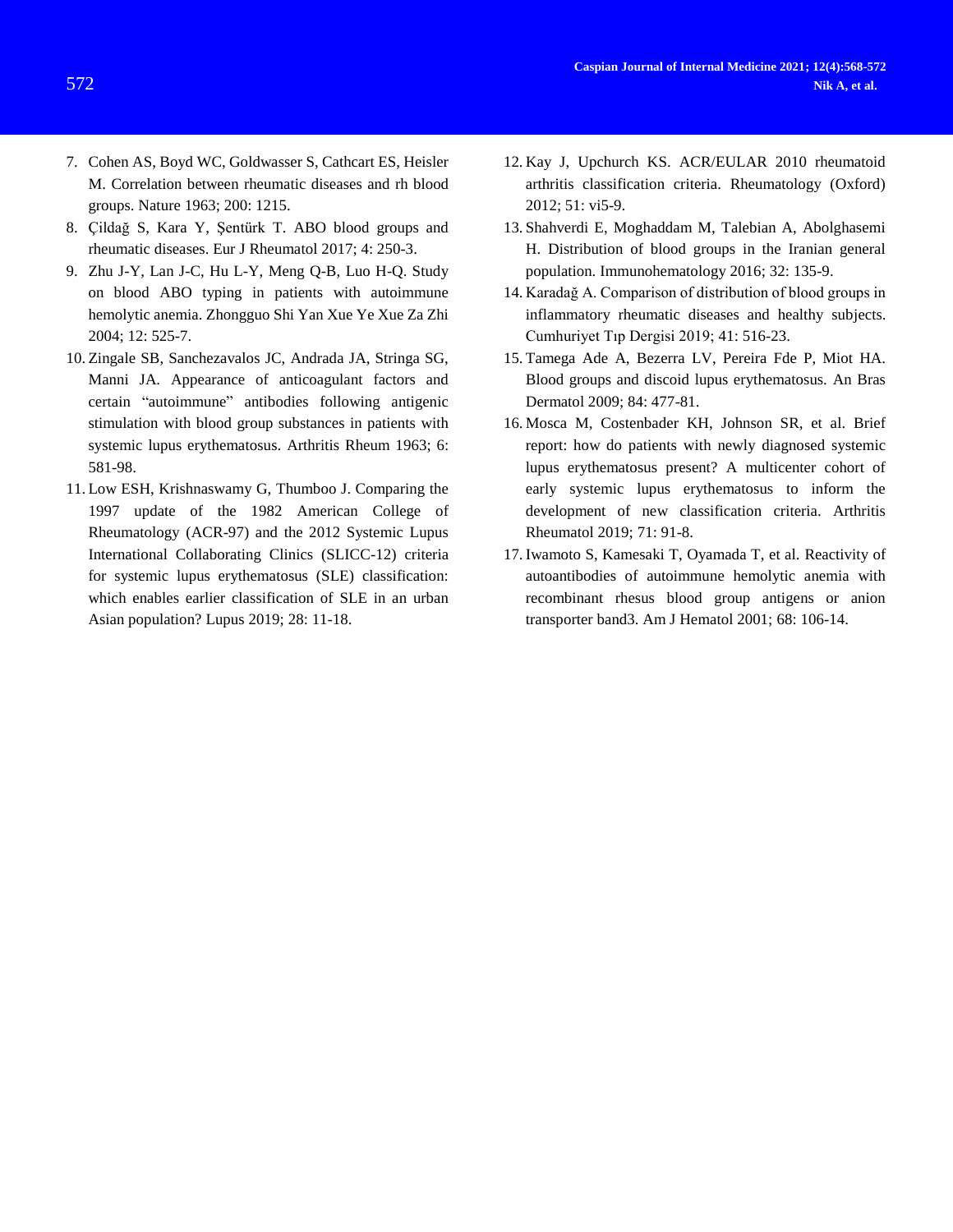7. Cohen AS, Boyd WC, Goldwasser S, Cathcart ES, Heisler M. Correlation between rheumatic diseases and rh blood groups. Nature 1963; 200: 1215.
8. Çildağ S, Kara Y, Şentürk T. ABO blood groups and rheumatic diseases. Eur J Rheumatol 2017; 4: 250-3.
9. Zhu J-Y, Lan J-C, Hu L-Y, Meng Q-B, Luo H-Q. Study on blood ABO typing in patients with autoimmune hemolytic anemia. Zhongguo Shi Yan Xue Ye Xue Za Zhi 2004; 12: 525-7.
10. Zingale SB, Sanchezavalos JC, Andrada JA, Stringa SG, Manni JA. Appearance of anticoagulant factors and certain "autoimmune" antibodies following antigenic stimulation with blood group substances in patients with systemic lupus erythematosus. Arthritis Rheum 1963; 6: 581-98.
11. Low ESH, Krishnaswamy G, Thumboo J. Comparing the 1997 update of the 1982 American College of Rheumatology (ACR-97) and the 2012 Systemic Lupus International Collaborating Clinics (SLICC-12) criteria for systemic lupus erythematosus (SLE) classification: which enables earlier classification of SLE in an urban Asian population? Lupus 2019; 28: 11-18.
12. Kay J, Upchurch KS. ACR/EULAR 2010 rheumatoid arthritis classification criteria. Rheumatology (Oxford) 2012; 51: vi5-9.
13. Shahverdi E, Moghaddam M, Talebian A, Abolghasemi H. Distribution of blood groups in the Iranian general population. Immunohematology 2016; 32: 135-9.
14. Karadağ A. Comparison of distribution of blood groups in inflammatory rheumatic diseases and healthy subjects. Cumhuriyet Tıp Dergisi 2019; 41: 516-23.
15. Tamega Ade A, Bezerra LV, Pereira Fde P, Miot HA. Blood groups and discoid lupus erythematosus. An Bras Dermatol 2009; 84: 477-81.
16. Mosca M, Costenbader KH, Johnson SR, et al. Brief report: how do patients with newly diagnosed systemic lupus erythematosus present? A multicenter cohort of early systemic lupus erythematosus to inform the development of new classification criteria. Arthritis Rheumatol 2019; 71: 91-8.
17. Iwamoto S, Kamesaki T, Oyamada T, et al. Reactivity of autoantibodies of autoimmune hemolytic anemia with recombinant rhesus blood group antigens or anion transporter band3. Am J Hematol 2001; 68: 106-14.